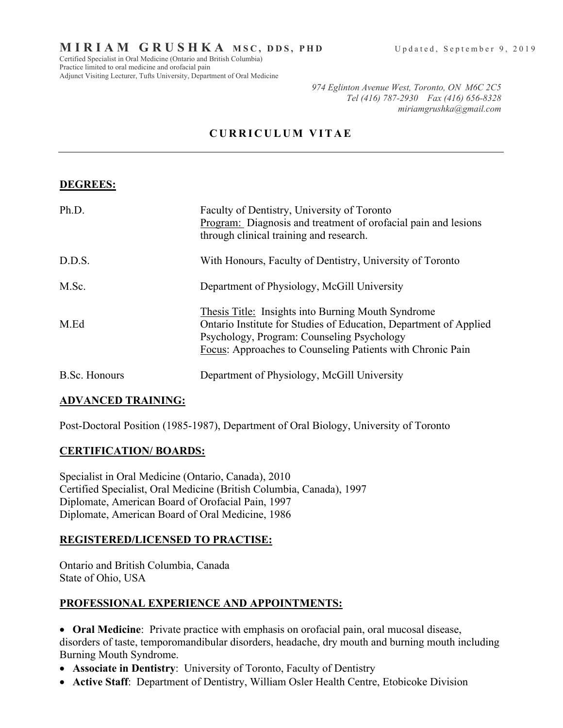# MIRIAM GRUSHKA MSC, DDS, PHD

Updated, September 9, 2019

Certified Specialist in Oral Medicine (Ontario and British Columbia)
Practice limited to oral medicine and orofacial pain
Adjunct Visiting Lecturer, Tufts University, Department of Oral Medicine

*974 Eglinton Avenue West, Toronto, ON M6C 2C5*
*Tel (416) 787-2930 Fax (416) 656-8328*
*miriamgrushka@gmail.com*

## CURRICULUM VITAE

---

### DEGREES:

| | |
|---|---|
| Ph.D. | Faculty of Dentistry, University of Toronto<br>Program: Diagnosis and treatment of orofacial pain and lesions through clinical training and research. |
| D.D.S. | With Honours, Faculty of Dentistry, University of Toronto |
| M.Sc. | Department of Physiology, McGill University<br><br>Thesis Title: Insights into Burning Mouth Syndrome |
| M.Ed | Ontario Institute for Studies of Education, Department of Applied Psychology, Program: Counseling Psychology<br>Focus: Approaches to Counseling Patients with Chronic Pain |
| B.Sc. Honours | Department of Physiology, McGill University |

### ADVANCED TRAINING:

Post-Doctoral Position (1985-1987), Department of Oral Biology, University of Toronto

### CERTIFICATION/ BOARDS:

Specialist in Oral Medicine (Ontario, Canada), 2010
Certified Specialist, Oral Medicine (British Columbia, Canada), 1997
Diplomate, American Board of Orofacial Pain, 1997
Diplomate, American Board of Oral Medicine, 1986

### REGISTERED/LICENSED TO PRACTISE:

Ontario and British Columbia, Canada
State of Ohio, USA

### PROFESSIONAL EXPERIENCE AND APPOINTMENTS:

- **Oral Medicine**: Private practice with emphasis on orofacial pain, oral mucosal disease, disorders of taste, temporomandibular disorders, headache, dry mouth and burning mouth including Burning Mouth Syndrome.
- **Associate in Dentistry**: University of Toronto, Faculty of Dentistry
- **Active Staff**: Department of Dentistry, William Osler Health Centre, Etobicoke Division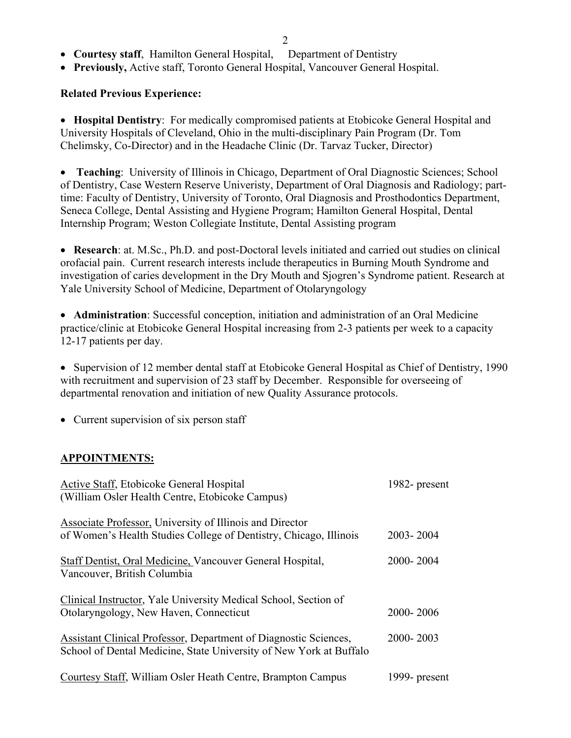- **Courtesy staff**, Hamilton General Hospital, Department of Dentistry
- **Previously,** Active staff, Toronto General Hospital, Vancouver General Hospital.

**Related Previous Experience:**

- **Hospital Dentistry**: For medically compromised patients at Etobicoke General Hospital and University Hospitals of Cleveland, Ohio in the multi-disciplinary Pain Program (Dr. Tom Chelimsky, Co-Director) and in the Headache Clinic (Dr. Tarvaz Tucker, Director)

- **Teaching**: University of Illinois in Chicago, Department of Oral Diagnostic Sciences; School of Dentistry, Case Western Reserve Univeristy, Department of Oral Diagnosis and Radiology; part-time: Faculty of Dentistry, University of Toronto, Oral Diagnosis and Prosthodontics Department, Seneca College, Dental Assisting and Hygiene Program; Hamilton General Hospital, Dental Internship Program; Weston Collegiate Institute, Dental Assisting program

- **Research**: at. M.Sc., Ph.D. and post-Doctoral levels initiated and carried out studies on clinical orofacial pain. Current research interests include therapeutics in Burning Mouth Syndrome and investigation of caries development in the Dry Mouth and Sjogren's Syndrome patient. Research at Yale University School of Medicine, Department of Otolaryngology

- **Administration**: Successful conception, initiation and administration of an Oral Medicine practice/clinic at Etobicoke General Hospital increasing from 2-3 patients per week to a capacity 12-17 patients per day.

- Supervision of 12 member dental staff at Etobicoke General Hospital as Chief of Dentistry, 1990 with recruitment and supervision of 23 staff by December. Responsible for overseeing of departmental renovation and initiation of new Quality Assurance protocols.

- Current supervision of six person staff

## APPOINTMENTS:

| | |
|---|---|
| Active Staff, Etobicoke General Hospital (William Osler Health Centre, Etobicoke Campus) | 1982- present |
| Associate Professor, University of Illinois and Director of Women's Health Studies College of Dentistry, Chicago, Illinois | 2003- 2004 |
| Staff Dentist, Oral Medicine, Vancouver General Hospital, Vancouver, British Columbia | 2000- 2004 |
| Clinical Instructor, Yale University Medical School, Section of Otolaryngology, New Haven, Connecticut | 2000- 2006 |
| Assistant Clinical Professor, Department of Diagnostic Sciences, School of Dental Medicine, State University of New York at Buffalo | 2000- 2003 |
| Courtesy Staff, William Osler Heath Centre, Brampton Campus | 1999- present |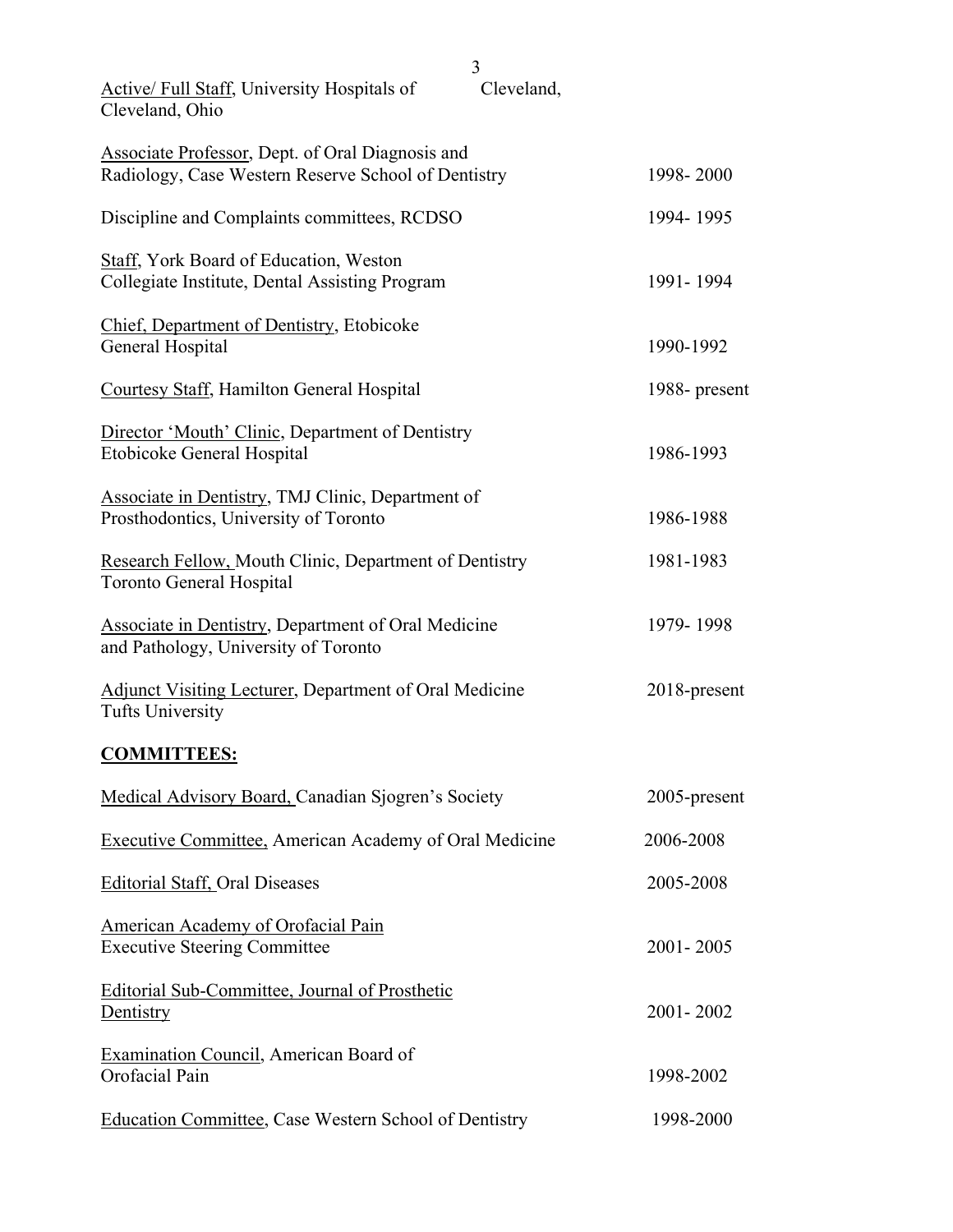Active/ Full Staff, University Hospitals of Cleveland, Cleveland, Ohio

Associate Professor, Dept. of Oral Diagnosis and Radiology, Case Western Reserve School of Dentistry — 1998- 2000

Discipline and Complaints committees, RCDSO — 1994- 1995

Staff, York Board of Education, Weston Collegiate Institute, Dental Assisting Program — 1991- 1994

Chief, Department of Dentistry, Etobicoke General Hospital — 1990-1992

Courtesy Staff, Hamilton General Hospital — 1988- present

Director 'Mouth' Clinic, Department of Dentistry Etobicoke General Hospital — 1986-1993

Associate in Dentistry, TMJ Clinic, Department of Prosthodontics, University of Toronto — 1986-1988

Research Fellow, Mouth Clinic, Department of Dentistry Toronto General Hospital — 1981-1983

Associate in Dentistry, Department of Oral Medicine and Pathology, University of Toronto — 1979- 1998

Adjunct Visiting Lecturer, Department of Oral Medicine Tufts University — 2018-present

## COMMITTEES:

Medical Advisory Board, Canadian Sjogren's Society — 2005-present

Executive Committee, American Academy of Oral Medicine — 2006-2008

Editorial Staff, Oral Diseases — 2005-2008

American Academy of Orofacial Pain Executive Steering Committee — 2001- 2005

Editorial Sub-Committee, Journal of Prosthetic Dentistry — 2001- 2002

Examination Council, American Board of Orofacial Pain — 1998-2002

Education Committee, Case Western School of Dentistry — 1998-2000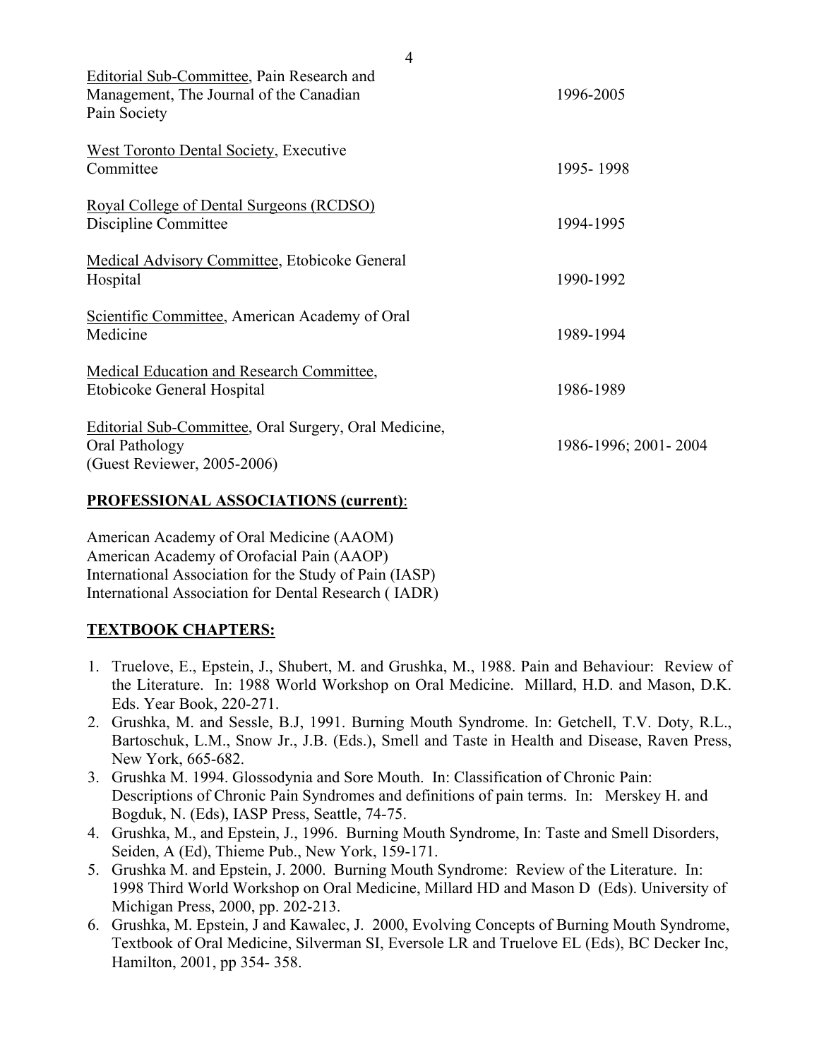| | |
|---|---|
| Editorial Sub-Committee, Pain Research and Management, The Journal of the Canadian Pain Society | 1996-2005 |
| West Toronto Dental Society, Executive Committee | 1995- 1998 |
| Royal College of Dental Surgeons (RCDSO) Discipline Committee | 1994-1995 |
| Medical Advisory Committee, Etobicoke General Hospital | 1990-1992 |
| Scientific Committee, American Academy of Oral Medicine | 1989-1994 |
| Medical Education and Research Committee, Etobicoke General Hospital | 1986-1989 |
| Editorial Sub-Committee, Oral Surgery, Oral Medicine, Oral Pathology (Guest Reviewer, 2005-2006) | 1986-1996; 2001- 2004 |

## PROFESSIONAL ASSOCIATIONS (current):

American Academy of Oral Medicine (AAOM)
American Academy of Orofacial Pain (AAOP)
International Association for the Study of Pain (IASP)
International Association for Dental Research ( IADR)

## TEXTBOOK CHAPTERS:

1. Truelove, E., Epstein, J., Shubert, M. and Grushka, M., 1988. Pain and Behaviour: Review of the Literature. In: 1988 World Workshop on Oral Medicine. Millard, H.D. and Mason, D.K. Eds. Year Book, 220-271.
2. Grushka, M. and Sessle, B.J, 1991. Burning Mouth Syndrome. In: Getchell, T.V. Doty, R.L., Bartoschuk, L.M., Snow Jr., J.B. (Eds.), Smell and Taste in Health and Disease, Raven Press, New York, 665-682.
3. Grushka M. 1994. Glossodynia and Sore Mouth. In: Classification of Chronic Pain: Descriptions of Chronic Pain Syndromes and definitions of pain terms. In: Merskey H. and Bogduk, N. (Eds), IASP Press, Seattle, 74-75.
4. Grushka, M., and Epstein, J., 1996. Burning Mouth Syndrome, In: Taste and Smell Disorders, Seiden, A (Ed), Thieme Pub., New York, 159-171.
5. Grushka M. and Epstein, J. 2000. Burning Mouth Syndrome: Review of the Literature. In: 1998 Third World Workshop on Oral Medicine, Millard HD and Mason D (Eds). University of Michigan Press, 2000, pp. 202-213.
6. Grushka, M. Epstein, J and Kawalec, J. 2000, Evolving Concepts of Burning Mouth Syndrome, Textbook of Oral Medicine, Silverman SI, Eversole LR and Truelove EL (Eds), BC Decker Inc, Hamilton, 2001, pp 354- 358.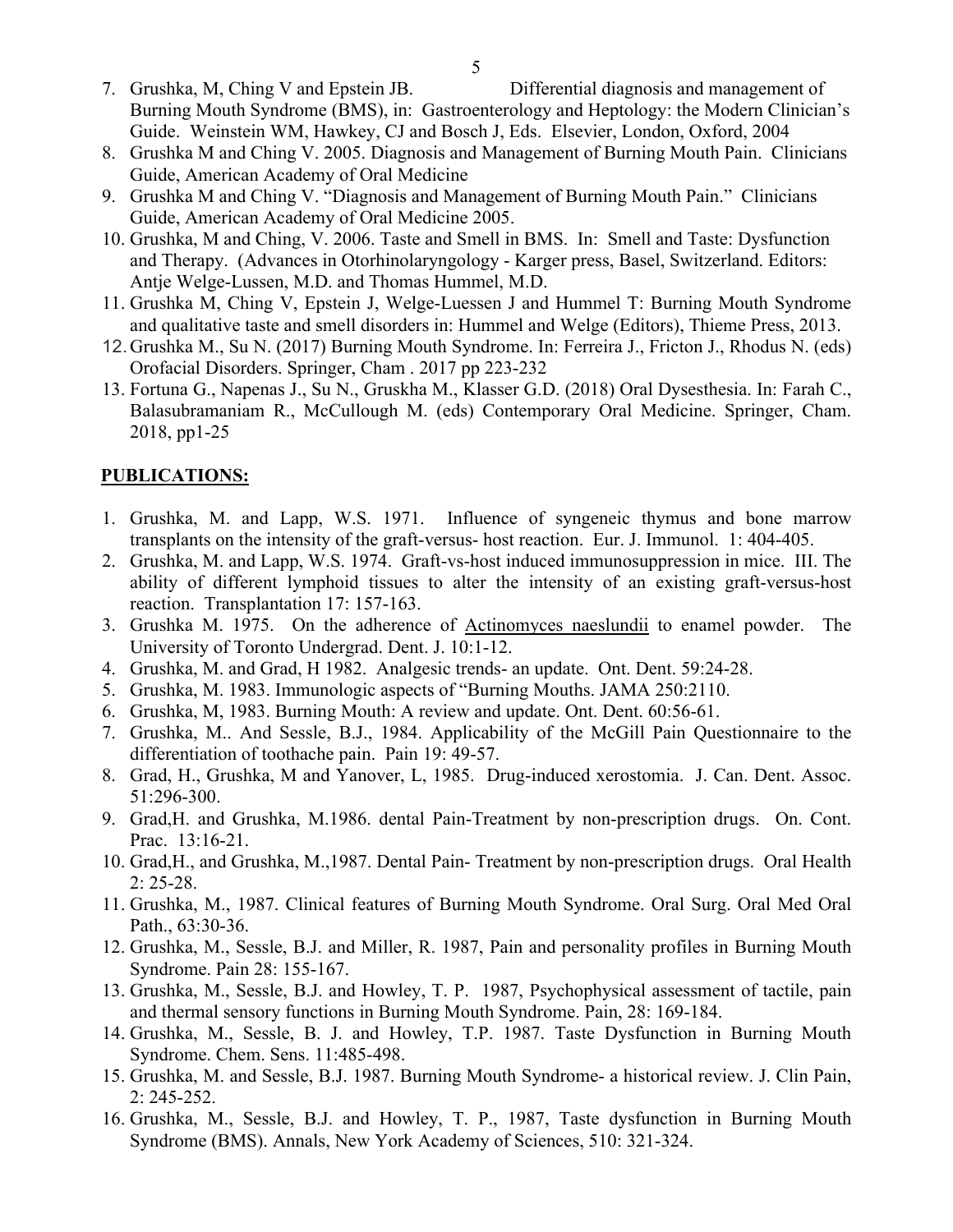7. Grushka, M, Ching V and Epstein JB. Differential diagnosis and management of Burning Mouth Syndrome (BMS), in: Gastroenterology and Heptology: the Modern Clinician's Guide. Weinstein WM, Hawkey, CJ and Bosch J, Eds. Elsevier, London, Oxford, 2004
8. Grushka M and Ching V. 2005. Diagnosis and Management of Burning Mouth Pain. Clinicians Guide, American Academy of Oral Medicine
9. Grushka M and Ching V. "Diagnosis and Management of Burning Mouth Pain." Clinicians Guide, American Academy of Oral Medicine 2005.
10. Grushka, M and Ching, V. 2006. Taste and Smell in BMS. In: Smell and Taste: Dysfunction and Therapy. (Advances in Otorhinolaryngology - Karger press, Basel, Switzerland. Editors: Antje Welge-Lussen, M.D. and Thomas Hummel, M.D.
11. Grushka M, Ching V, Epstein J, Welge-Luessen J and Hummel T: Burning Mouth Syndrome and qualitative taste and smell disorders in: Hummel and Welge (Editors), Thieme Press, 2013.
12. Grushka M., Su N. (2017) Burning Mouth Syndrome. In: Ferreira J., Fricton J., Rhodus N. (eds) Orofacial Disorders. Springer, Cham . 2017 pp 223-232
13. Fortuna G., Napenas J., Su N., Gruskha M., Klasser G.D. (2018) Oral Dysesthesia. In: Farah C., Balasubramaniam R., McCullough M. (eds) Contemporary Oral Medicine. Springer, Cham. 2018, pp1-25

## PUBLICATIONS:

1. Grushka, M. and Lapp, W.S. 1971. Influence of syngeneic thymus and bone marrow transplants on the intensity of the graft-versus- host reaction. Eur. J. Immunol. 1: 404-405.
2. Grushka, M. and Lapp, W.S. 1974. Graft-vs-host induced immunosuppression in mice. III. The ability of different lymphoid tissues to alter the intensity of an existing graft-versus-host reaction. Transplantation 17: 157-163.
3. Grushka M. 1975. On the adherence of Actinomyces naeslundii to enamel powder. The University of Toronto Undergrad. Dent. J. 10:1-12.
4. Grushka, M. and Grad, H 1982. Analgesic trends- an update. Ont. Dent. 59:24-28.
5. Grushka, M. 1983. Immunologic aspects of "Burning Mouths. JAMA 250:2110.
6. Grushka, M, 1983. Burning Mouth: A review and update. Ont. Dent. 60:56-61.
7. Grushka, M.. And Sessle, B.J., 1984. Applicability of the McGill Pain Questionnaire to the differentiation of toothache pain. Pain 19: 49-57.
8. Grad, H., Grushka, M and Yanover, L, 1985. Drug-induced xerostomia. J. Can. Dent. Assoc. 51:296-300.
9. Grad,H. and Grushka, M.1986. dental Pain-Treatment by non-prescription drugs. On. Cont. Prac. 13:16-21.
10. Grad,H., and Grushka, M.,1987. Dental Pain- Treatment by non-prescription drugs. Oral Health 2: 25-28.
11. Grushka, M., 1987. Clinical features of Burning Mouth Syndrome. Oral Surg. Oral Med Oral Path., 63:30-36.
12. Grushka, M., Sessle, B.J. and Miller, R. 1987, Pain and personality profiles in Burning Mouth Syndrome. Pain 28: 155-167.
13. Grushka, M., Sessle, B.J. and Howley, T. P. 1987, Psychophysical assessment of tactile, pain and thermal sensory functions in Burning Mouth Syndrome. Pain, 28: 169-184.
14. Grushka, M., Sessle, B. J. and Howley, T.P. 1987. Taste Dysfunction in Burning Mouth Syndrome. Chem. Sens. 11:485-498.
15. Grushka, M. and Sessle, B.J. 1987. Burning Mouth Syndrome- a historical review. J. Clin Pain, 2: 245-252.
16. Grushka, M., Sessle, B.J. and Howley, T. P., 1987, Taste dysfunction in Burning Mouth Syndrome (BMS). Annals, New York Academy of Sciences, 510: 321-324.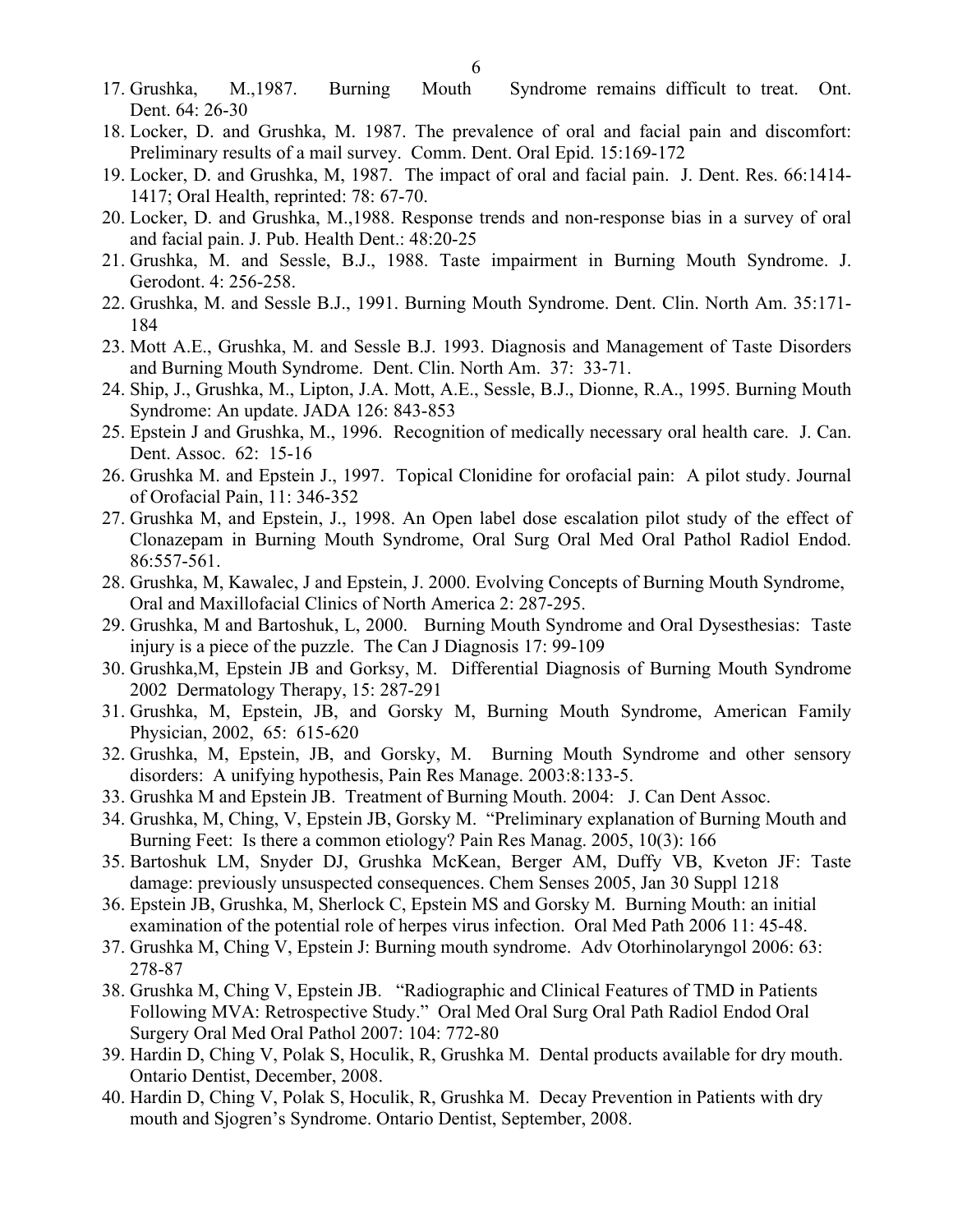17. Grushka, M.,1987. Burning Mouth Syndrome remains difficult to treat. Ont. Dent. 64: 26-30
18. Locker, D. and Grushka, M. 1987. The prevalence of oral and facial pain and discomfort: Preliminary results of a mail survey. Comm. Dent. Oral Epid. 15:169-172
19. Locker, D. and Grushka, M, 1987. The impact of oral and facial pain. J. Dent. Res. 66:1414-1417; Oral Health, reprinted: 78: 67-70.
20. Locker, D. and Grushka, M.,1988. Response trends and non-response bias in a survey of oral and facial pain. J. Pub. Health Dent.: 48:20-25
21. Grushka, M. and Sessle, B.J., 1988. Taste impairment in Burning Mouth Syndrome. J. Gerodont. 4: 256-258.
22. Grushka, M. and Sessle B.J., 1991. Burning Mouth Syndrome. Dent. Clin. North Am. 35:171-184
23. Mott A.E., Grushka, M. and Sessle B.J. 1993. Diagnosis and Management of Taste Disorders and Burning Mouth Syndrome. Dent. Clin. North Am. 37: 33-71.
24. Ship, J., Grushka, M., Lipton, J.A. Mott, A.E., Sessle, B.J., Dionne, R.A., 1995. Burning Mouth Syndrome: An update. JADA 126: 843-853
25. Epstein J and Grushka, M., 1996. Recognition of medically necessary oral health care. J. Can. Dent. Assoc. 62: 15-16
26. Grushka M. and Epstein J., 1997. Topical Clonidine for orofacial pain: A pilot study. Journal of Orofacial Pain, 11: 346-352
27. Grushka M, and Epstein, J., 1998. An Open label dose escalation pilot study of the effect of Clonazepam in Burning Mouth Syndrome, Oral Surg Oral Med Oral Pathol Radiol Endod. 86:557-561.
28. Grushka, M, Kawalec, J and Epstein, J. 2000. Evolving Concepts of Burning Mouth Syndrome, Oral and Maxillofacial Clinics of North America 2: 287-295.
29. Grushka, M and Bartoshuk, L, 2000. Burning Mouth Syndrome and Oral Dysesthesias: Taste injury is a piece of the puzzle. The Can J Diagnosis 17: 99-109
30. Grushka,M, Epstein JB and Gorksy, M. Differential Diagnosis of Burning Mouth Syndrome 2002 Dermatology Therapy, 15: 287-291
31. Grushka, M, Epstein, JB, and Gorsky M, Burning Mouth Syndrome, American Family Physician, 2002, 65: 615-620
32. Grushka, M, Epstein, JB, and Gorsky, M. Burning Mouth Syndrome and other sensory disorders: A unifying hypothesis, Pain Res Manage. 2003:8:133-5.
33. Grushka M and Epstein JB. Treatment of Burning Mouth. 2004: J. Can Dent Assoc.
34. Grushka, M, Ching, V, Epstein JB, Gorsky M. "Preliminary explanation of Burning Mouth and Burning Feet: Is there a common etiology? Pain Res Manag. 2005, 10(3): 166
35. Bartoshuk LM, Snyder DJ, Grushka McKean, Berger AM, Duffy VB, Kveton JF: Taste damage: previously unsuspected consequences. Chem Senses 2005, Jan 30 Suppl 1218
36. Epstein JB, Grushka, M, Sherlock C, Epstein MS and Gorsky M. Burning Mouth: an initial examination of the potential role of herpes virus infection. Oral Med Path 2006 11: 45-48.
37. Grushka M, Ching V, Epstein J: Burning mouth syndrome. Adv Otorhinolaryngol 2006: 63: 278-87
38. Grushka M, Ching V, Epstein JB. "Radiographic and Clinical Features of TMD in Patients Following MVA: Retrospective Study." Oral Med Oral Surg Oral Path Radiol Endod Oral Surgery Oral Med Oral Pathol 2007: 104: 772-80
39. Hardin D, Ching V, Polak S, Hoculik, R, Grushka M. Dental products available for dry mouth. Ontario Dentist, December, 2008.
40. Hardin D, Ching V, Polak S, Hoculik, R, Grushka M. Decay Prevention in Patients with dry mouth and Sjogren's Syndrome. Ontario Dentist, September, 2008.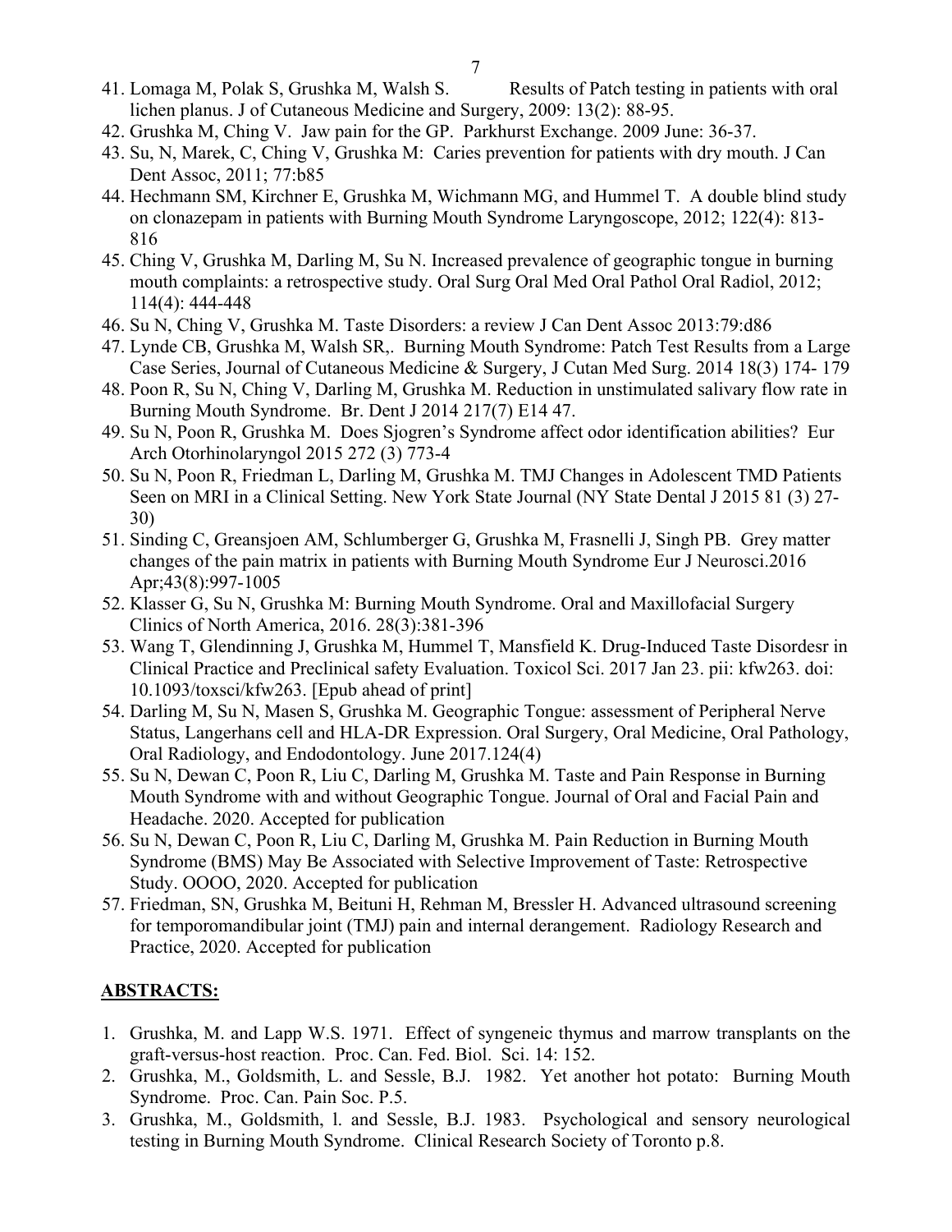41. Lomaga M, Polak S, Grushka M, Walsh S. Results of Patch testing in patients with oral lichen planus. J of Cutaneous Medicine and Surgery, 2009: 13(2): 88-95.
42. Grushka M, Ching V. Jaw pain for the GP. Parkhurst Exchange. 2009 June: 36-37.
43. Su, N, Marek, C, Ching V, Grushka M: Caries prevention for patients with dry mouth. J Can Dent Assoc, 2011; 77:b85
44. Hechmann SM, Kirchner E, Grushka M, Wichmann MG, and Hummel T. A double blind study on clonazepam in patients with Burning Mouth Syndrome Laryngoscope, 2012; 122(4): 813-816
45. Ching V, Grushka M, Darling M, Su N. Increased prevalence of geographic tongue in burning mouth complaints: a retrospective study. Oral Surg Oral Med Oral Pathol Oral Radiol, 2012; 114(4): 444-448
46. Su N, Ching V, Grushka M. Taste Disorders: a review J Can Dent Assoc 2013:79:d86
47. Lynde CB, Grushka M, Walsh SR,. Burning Mouth Syndrome: Patch Test Results from a Large Case Series, Journal of Cutaneous Medicine & Surgery, J Cutan Med Surg. 2014 18(3) 174- 179
48. Poon R, Su N, Ching V, Darling M, Grushka M. Reduction in unstimulated salivary flow rate in Burning Mouth Syndrome. Br. Dent J 2014 217(7) E14 47.
49. Su N, Poon R, Grushka M. Does Sjogren's Syndrome affect odor identification abilities? Eur Arch Otorhinolaryngol 2015 272 (3) 773-4
50. Su N, Poon R, Friedman L, Darling M, Grushka M. TMJ Changes in Adolescent TMD Patients Seen on MRI in a Clinical Setting. New York State Journal (NY State Dental J 2015 81 (3) 27-30)
51. Sinding C, Greansjoen AM, Schlumberger G, Grushka M, Frasnelli J, Singh PB. Grey matter changes of the pain matrix in patients with Burning Mouth Syndrome Eur J Neurosci.2016 Apr;43(8):997-1005
52. Klasser G, Su N, Grushka M: Burning Mouth Syndrome. Oral and Maxillofacial Surgery Clinics of North America, 2016. 28(3):381-396
53. Wang T, Glendinning J, Grushka M, Hummel T, Mansfield K. Drug-Induced Taste Disordesr in Clinical Practice and Preclinical safety Evaluation. Toxicol Sci. 2017 Jan 23. pii: kfw263. doi: 10.1093/toxsci/kfw263. [Epub ahead of print]
54. Darling M, Su N, Masen S, Grushka M. Geographic Tongue: assessment of Peripheral Nerve Status, Langerhans cell and HLA-DR Expression. Oral Surgery, Oral Medicine, Oral Pathology, Oral Radiology, and Endodontology. June 2017.124(4)
55. Su N, Dewan C, Poon R, Liu C, Darling M, Grushka M. Taste and Pain Response in Burning Mouth Syndrome with and without Geographic Tongue. Journal of Oral and Facial Pain and Headache. 2020. Accepted for publication
56. Su N, Dewan C, Poon R, Liu C, Darling M, Grushka M. Pain Reduction in Burning Mouth Syndrome (BMS) May Be Associated with Selective Improvement of Taste: Retrospective Study. OOOO, 2020. Accepted for publication
57. Friedman, SN, Grushka M, Beituni H, Rehman M, Bressler H. Advanced ultrasound screening for temporomandibular joint (TMJ) pain and internal derangement. Radiology Research and Practice, 2020. Accepted for publication

## ABSTRACTS:

1. Grushka, M. and Lapp W.S. 1971. Effect of syngeneic thymus and marrow transplants on the graft-versus-host reaction. Proc. Can. Fed. Biol. Sci. 14: 152.
2. Grushka, M., Goldsmith, L. and Sessle, B.J. 1982. Yet another hot potato: Burning Mouth Syndrome. Proc. Can. Pain Soc. P.5.
3. Grushka, M., Goldsmith, l. and Sessle, B.J. 1983. Psychological and sensory neurological testing in Burning Mouth Syndrome. Clinical Research Society of Toronto p.8.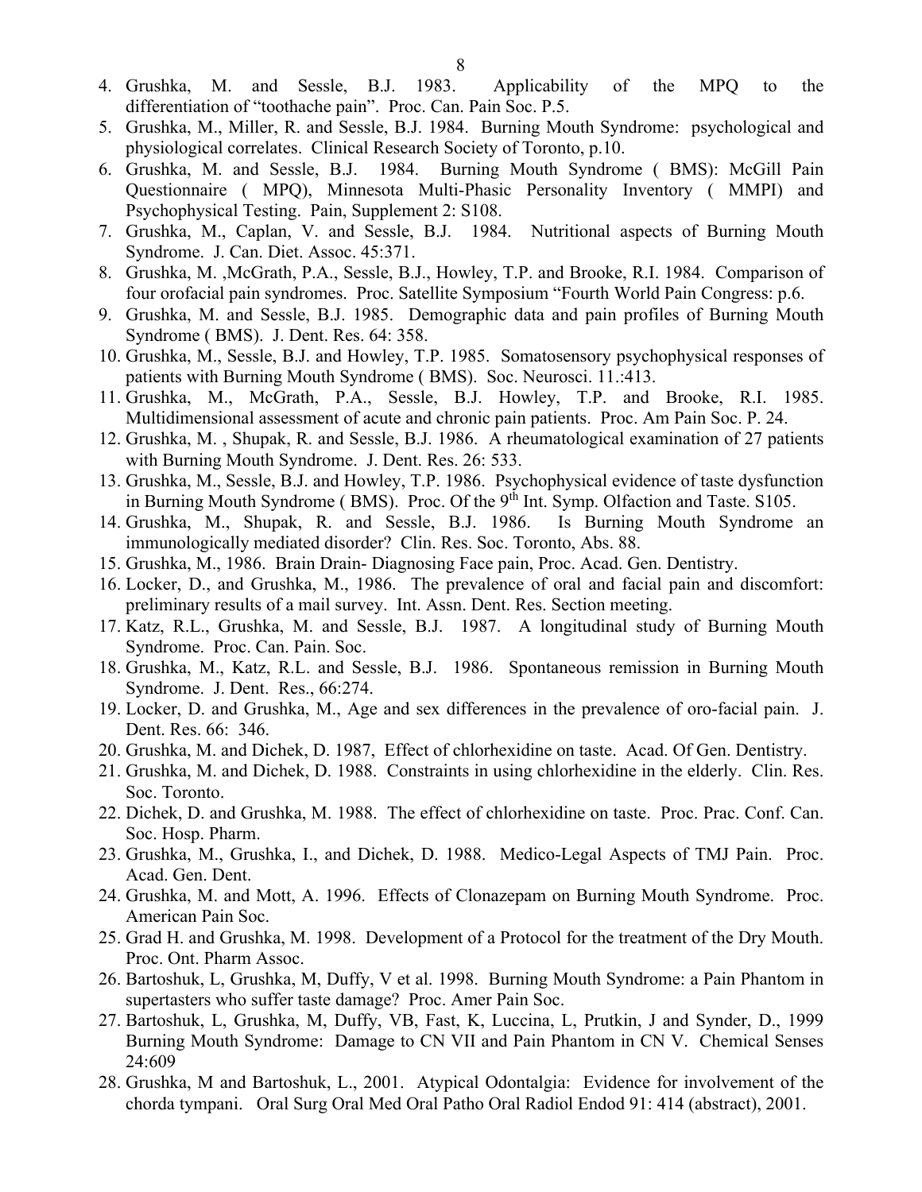4. Grushka, M. and Sessle, B.J. 1983. Applicability of the MPQ to the differentiation of "toothache pain". Proc. Can. Pain Soc. P.5.
5. Grushka, M., Miller, R. and Sessle, B.J. 1984. Burning Mouth Syndrome: psychological and physiological correlates. Clinical Research Society of Toronto, p.10.
6. Grushka, M. and Sessle, B.J. 1984. Burning Mouth Syndrome ( BMS): McGill Pain Questionnaire ( MPQ), Minnesota Multi-Phasic Personality Inventory ( MMPI) and Psychophysical Testing. Pain, Supplement 2: S108.
7. Grushka, M., Caplan, V. and Sessle, B.J. 1984. Nutritional aspects of Burning Mouth Syndrome. J. Can. Diet. Assoc. 45:371.
8. Grushka, M. ,McGrath, P.A., Sessle, B.J., Howley, T.P. and Brooke, R.I. 1984. Comparison of four orofacial pain syndromes. Proc. Satellite Symposium "Fourth World Pain Congress: p.6.
9. Grushka, M. and Sessle, B.J. 1985. Demographic data and pain profiles of Burning Mouth Syndrome ( BMS). J. Dent. Res. 64: 358.
10. Grushka, M., Sessle, B.J. and Howley, T.P. 1985. Somatosensory psychophysical responses of patients with Burning Mouth Syndrome ( BMS). Soc. Neurosci. 11.:413.
11. Grushka, M., McGrath, P.A., Sessle, B.J. Howley, T.P. and Brooke, R.I. 1985. Multidimensional assessment of acute and chronic pain patients. Proc. Am Pain Soc. P. 24.
12. Grushka, M. , Shupak, R. and Sessle, B.J. 1986. A rheumatological examination of 27 patients with Burning Mouth Syndrome. J. Dent. Res. 26: 533.
13. Grushka, M., Sessle, B.J. and Howley, T.P. 1986. Psychophysical evidence of taste dysfunction in Burning Mouth Syndrome ( BMS). Proc. Of the 9th Int. Symp. Olfaction and Taste. S105.
14. Grushka, M., Shupak, R. and Sessle, B.J. 1986. Is Burning Mouth Syndrome an immunologically mediated disorder? Clin. Res. Soc. Toronto, Abs. 88.
15. Grushka, M., 1986. Brain Drain- Diagnosing Face pain, Proc. Acad. Gen. Dentistry.
16. Locker, D., and Grushka, M., 1986. The prevalence of oral and facial pain and discomfort: preliminary results of a mail survey. Int. Assn. Dent. Res. Section meeting.
17. Katz, R.L., Grushka, M. and Sessle, B.J. 1987. A longitudinal study of Burning Mouth Syndrome. Proc. Can. Pain. Soc.
18. Grushka, M., Katz, R.L. and Sessle, B.J. 1986. Spontaneous remission in Burning Mouth Syndrome. J. Dent. Res., 66:274.
19. Locker, D. and Grushka, M., Age and sex differences in the prevalence of oro-facial pain. J. Dent. Res. 66: 346.
20. Grushka, M. and Dichek, D. 1987, Effect of chlorhexidine on taste. Acad. Of Gen. Dentistry.
21. Grushka, M. and Dichek, D. 1988. Constraints in using chlorhexidine in the elderly. Clin. Res. Soc. Toronto.
22. Dichek, D. and Grushka, M. 1988. The effect of chlorhexidine on taste. Proc. Prac. Conf. Can. Soc. Hosp. Pharm.
23. Grushka, M., Grushka, I., and Dichek, D. 1988. Medico-Legal Aspects of TMJ Pain. Proc. Acad. Gen. Dent.
24. Grushka, M. and Mott, A. 1996. Effects of Clonazepam on Burning Mouth Syndrome. Proc. American Pain Soc.
25. Grad H. and Grushka, M. 1998. Development of a Protocol for the treatment of the Dry Mouth. Proc. Ont. Pharm Assoc.
26. Bartoshuk, L, Grushka, M, Duffy, V et al. 1998. Burning Mouth Syndrome: a Pain Phantom in supertasters who suffer taste damage? Proc. Amer Pain Soc.
27. Bartoshuk, L, Grushka, M, Duffy, VB, Fast, K, Luccina, L, Prutkin, J and Synder, D., 1999 Burning Mouth Syndrome: Damage to CN VII and Pain Phantom in CN V. Chemical Senses 24:609
28. Grushka, M and Bartoshuk, L., 2001. Atypical Odontalgia: Evidence for involvement of the chorda tympani. Oral Surg Oral Med Oral Patho Oral Radiol Endod 91: 414 (abstract), 2001.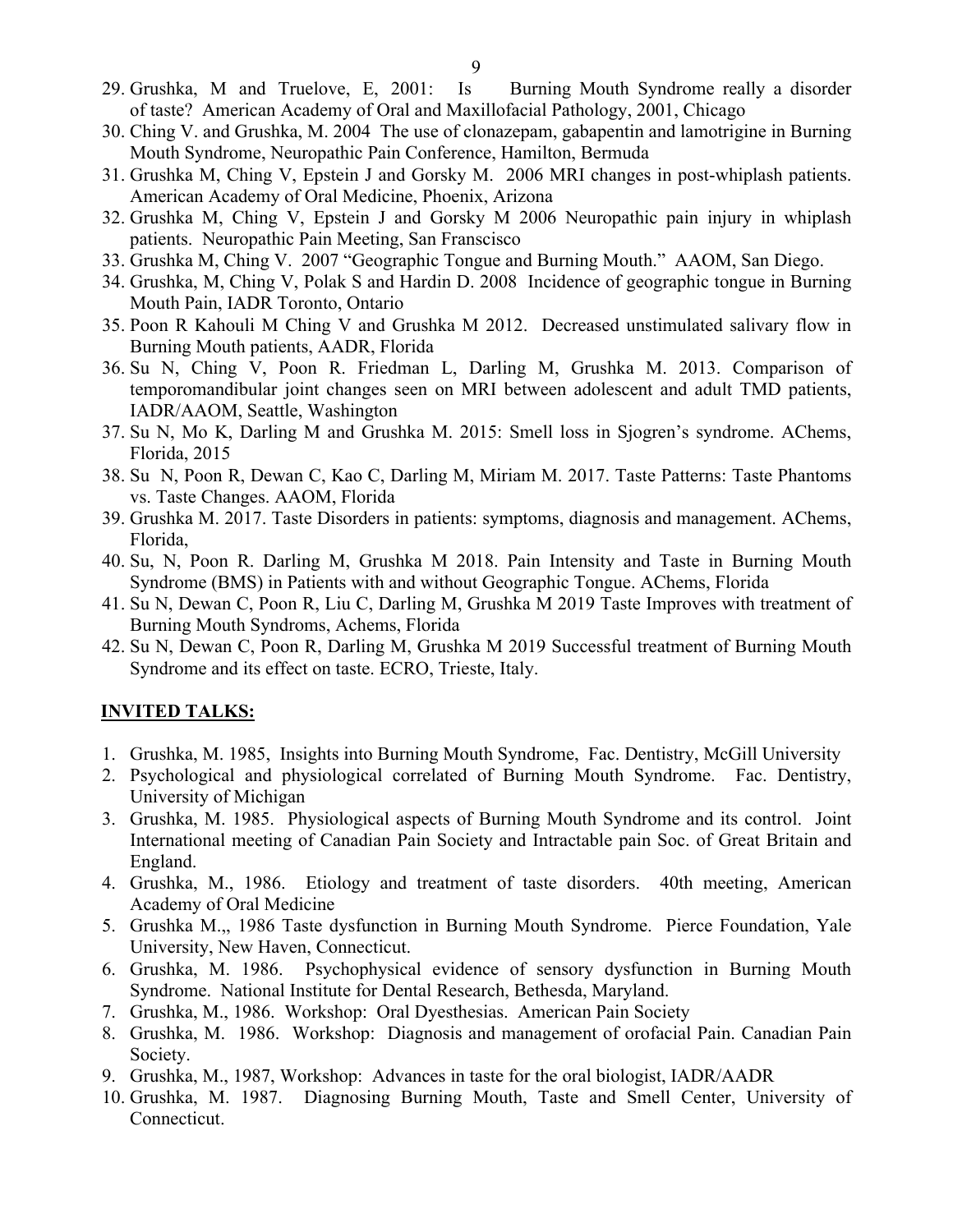29. Grushka, M and Truelove, E, 2001: Is Burning Mouth Syndrome really a disorder of taste? American Academy of Oral and Maxillofacial Pathology, 2001, Chicago
30. Ching V. and Grushka, M. 2004 The use of clonazepam, gabapentin and lamotrigine in Burning Mouth Syndrome, Neuropathic Pain Conference, Hamilton, Bermuda
31. Grushka M, Ching V, Epstein J and Gorsky M. 2006 MRI changes in post-whiplash patients. American Academy of Oral Medicine, Phoenix, Arizona
32. Grushka M, Ching V, Epstein J and Gorsky M 2006 Neuropathic pain injury in whiplash patients. Neuropathic Pain Meeting, San Franscisco
33. Grushka M, Ching V. 2007 "Geographic Tongue and Burning Mouth." AAOM, San Diego.
34. Grushka, M, Ching V, Polak S and Hardin D. 2008 Incidence of geographic tongue in Burning Mouth Pain, IADR Toronto, Ontario
35. Poon R Kahouli M Ching V and Grushka M 2012. Decreased unstimulated salivary flow in Burning Mouth patients, AADR, Florida
36. Su N, Ching V, Poon R. Friedman L, Darling M, Grushka M. 2013. Comparison of temporomandibular joint changes seen on MRI between adolescent and adult TMD patients, IADR/AAOM, Seattle, Washington
37. Su N, Mo K, Darling M and Grushka M. 2015: Smell loss in Sjogren's syndrome. AChems, Florida, 2015
38. Su N, Poon R, Dewan C, Kao C, Darling M, Miriam M. 2017. Taste Patterns: Taste Phantoms vs. Taste Changes. AAOM, Florida
39. Grushka M. 2017. Taste Disorders in patients: symptoms, diagnosis and management. AChems, Florida,
40. Su, N, Poon R. Darling M, Grushka M 2018. Pain Intensity and Taste in Burning Mouth Syndrome (BMS) in Patients with and without Geographic Tongue. AChems, Florida
41. Su N, Dewan C, Poon R, Liu C, Darling M, Grushka M 2019 Taste Improves with treatment of Burning Mouth Syndroms, Achems, Florida
42. Su N, Dewan C, Poon R, Darling M, Grushka M 2019 Successful treatment of Burning Mouth Syndrome and its effect on taste. ECRO, Trieste, Italy.

## INVITED TALKS:

1. Grushka, M. 1985, Insights into Burning Mouth Syndrome, Fac. Dentistry, McGill University
2. Psychological and physiological correlated of Burning Mouth Syndrome. Fac. Dentistry, University of Michigan
3. Grushka, M. 1985. Physiological aspects of Burning Mouth Syndrome and its control. Joint International meeting of Canadian Pain Society and Intractable pain Soc. of Great Britain and England.
4. Grushka, M., 1986. Etiology and treatment of taste disorders. 40th meeting, American Academy of Oral Medicine
5. Grushka M.,, 1986 Taste dysfunction in Burning Mouth Syndrome. Pierce Foundation, Yale University, New Haven, Connecticut.
6. Grushka, M. 1986. Psychophysical evidence of sensory dysfunction in Burning Mouth Syndrome. National Institute for Dental Research, Bethesda, Maryland.
7. Grushka, M., 1986. Workshop: Oral Dyesthesias. American Pain Society
8. Grushka, M. 1986. Workshop: Diagnosis and management of orofacial Pain. Canadian Pain Society.
9. Grushka, M., 1987, Workshop: Advances in taste for the oral biologist, IADR/AADR
10. Grushka, M. 1987. Diagnosing Burning Mouth, Taste and Smell Center, University of Connecticut.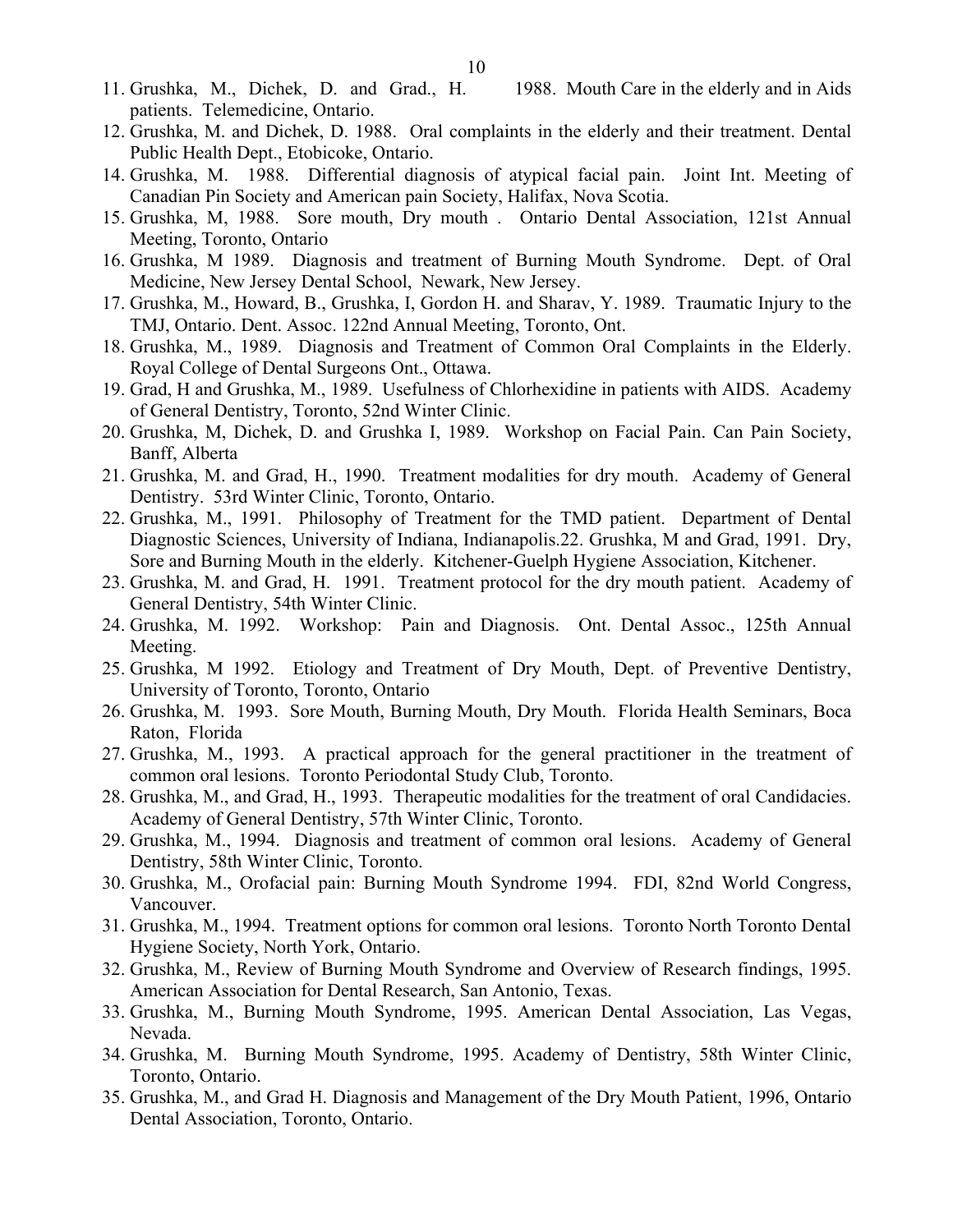11. Grushka, M., Dichek, D. and Grad., H. 1988. Mouth Care in the elderly and in Aids patients. Telemedicine, Ontario.
12. Grushka, M. and Dichek, D. 1988. Oral complaints in the elderly and their treatment. Dental Public Health Dept., Etobicoke, Ontario.
14. Grushka, M. 1988. Differential diagnosis of atypical facial pain. Joint Int. Meeting of Canadian Pin Society and American pain Society, Halifax, Nova Scotia.
15. Grushka, M, 1988. Sore mouth, Dry mouth . Ontario Dental Association, 121st Annual Meeting, Toronto, Ontario
16. Grushka, M 1989. Diagnosis and treatment of Burning Mouth Syndrome. Dept. of Oral Medicine, New Jersey Dental School, Newark, New Jersey.
17. Grushka, M., Howard, B., Grushka, I, Gordon H. and Sharav, Y. 1989. Traumatic Injury to the TMJ, Ontario. Dent. Assoc. 122nd Annual Meeting, Toronto, Ont.
18. Grushka, M., 1989. Diagnosis and Treatment of Common Oral Complaints in the Elderly. Royal College of Dental Surgeons Ont., Ottawa.
19. Grad, H and Grushka, M., 1989. Usefulness of Chlorhexidine in patients with AIDS. Academy of General Dentistry, Toronto, 52nd Winter Clinic.
20. Grushka, M, Dichek, D. and Grushka I, 1989. Workshop on Facial Pain. Can Pain Society, Banff, Alberta
21. Grushka, M. and Grad, H., 1990. Treatment modalities for dry mouth. Academy of General Dentistry. 53rd Winter Clinic, Toronto, Ontario.
22. Grushka, M., 1991. Philosophy of Treatment for the TMD patient. Department of Dental Diagnostic Sciences, University of Indiana, Indianapolis.22. Grushka, M and Grad, 1991. Dry, Sore and Burning Mouth in the elderly. Kitchener-Guelph Hygiene Association, Kitchener.
23. Grushka, M. and Grad, H. 1991. Treatment protocol for the dry mouth patient. Academy of General Dentistry, 54th Winter Clinic.
24. Grushka, M. 1992. Workshop: Pain and Diagnosis. Ont. Dental Assoc., 125th Annual Meeting.
25. Grushka, M 1992. Etiology and Treatment of Dry Mouth, Dept. of Preventive Dentistry, University of Toronto, Toronto, Ontario
26. Grushka, M. 1993. Sore Mouth, Burning Mouth, Dry Mouth. Florida Health Seminars, Boca Raton, Florida
27. Grushka, M., 1993. A practical approach for the general practitioner in the treatment of common oral lesions. Toronto Periodontal Study Club, Toronto.
28. Grushka, M., and Grad, H., 1993. Therapeutic modalities for the treatment of oral Candidacies. Academy of General Dentistry, 57th Winter Clinic, Toronto.
29. Grushka, M., 1994. Diagnosis and treatment of common oral lesions. Academy of General Dentistry, 58th Winter Clinic, Toronto.
30. Grushka, M., Orofacial pain: Burning Mouth Syndrome 1994. FDI, 82nd World Congress, Vancouver.
31. Grushka, M., 1994. Treatment options for common oral lesions. Toronto North Toronto Dental Hygiene Society, North York, Ontario.
32. Grushka, M., Review of Burning Mouth Syndrome and Overview of Research findings, 1995. American Association for Dental Research, San Antonio, Texas.
33. Grushka, M., Burning Mouth Syndrome, 1995. American Dental Association, Las Vegas, Nevada.
34. Grushka, M. Burning Mouth Syndrome, 1995. Academy of Dentistry, 58th Winter Clinic, Toronto, Ontario.
35. Grushka, M., and Grad H. Diagnosis and Management of the Dry Mouth Patient, 1996, Ontario Dental Association, Toronto, Ontario.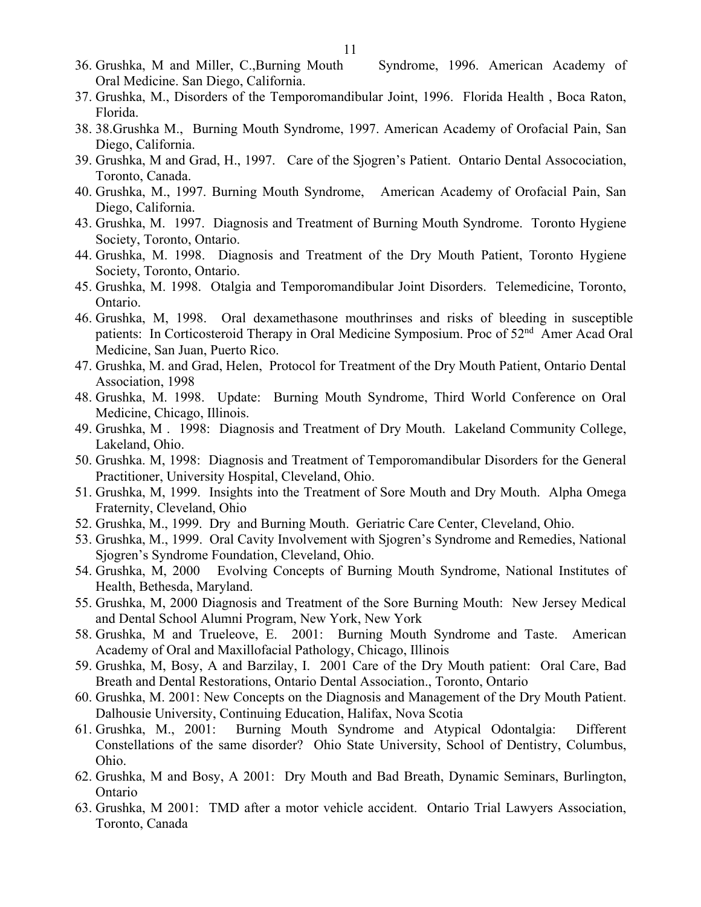36. Grushka, M and Miller, C.,Burning Mouth Syndrome, 1996. American Academy of Oral Medicine. San Diego, California.
37. Grushka, M., Disorders of the Temporomandibular Joint, 1996. Florida Health , Boca Raton, Florida.
38. 38.Grushka M., Burning Mouth Syndrome, 1997. American Academy of Orofacial Pain, San Diego, California.
39. Grushka, M and Grad, H., 1997. Care of the Sjogren's Patient. Ontario Dental Assocociation, Toronto, Canada.
40. Grushka, M., 1997. Burning Mouth Syndrome, American Academy of Orofacial Pain, San Diego, California.
43. Grushka, M. 1997. Diagnosis and Treatment of Burning Mouth Syndrome. Toronto Hygiene Society, Toronto, Ontario.
44. Grushka, M. 1998. Diagnosis and Treatment of the Dry Mouth Patient, Toronto Hygiene Society, Toronto, Ontario.
45. Grushka, M. 1998. Otalgia and Temporomandibular Joint Disorders. Telemedicine, Toronto, Ontario.
46. Grushka, M, 1998. Oral dexamethasone mouthrinses and risks of bleeding in susceptible patients: In Corticosteroid Therapy in Oral Medicine Symposium. Proc of 52nd Amer Acad Oral Medicine, San Juan, Puerto Rico.
47. Grushka, M. and Grad, Helen, Protocol for Treatment of the Dry Mouth Patient, Ontario Dental Association, 1998
48. Grushka, M. 1998. Update: Burning Mouth Syndrome, Third World Conference on Oral Medicine, Chicago, Illinois.
49. Grushka, M . 1998: Diagnosis and Treatment of Dry Mouth. Lakeland Community College, Lakeland, Ohio.
50. Grushka. M, 1998: Diagnosis and Treatment of Temporomandibular Disorders for the General Practitioner, University Hospital, Cleveland, Ohio.
51. Grushka, M, 1999. Insights into the Treatment of Sore Mouth and Dry Mouth. Alpha Omega Fraternity, Cleveland, Ohio
52. Grushka, M., 1999. Dry and Burning Mouth. Geriatric Care Center, Cleveland, Ohio.
53. Grushka, M., 1999. Oral Cavity Involvement with Sjogren's Syndrome and Remedies, National Sjogren's Syndrome Foundation, Cleveland, Ohio.
54. Grushka, M, 2000 Evolving Concepts of Burning Mouth Syndrome, National Institutes of Health, Bethesda, Maryland.
55. Grushka, M, 2000 Diagnosis and Treatment of the Sore Burning Mouth: New Jersey Medical and Dental School Alumni Program, New York, New York
58. Grushka, M and Trueleove, E. 2001: Burning Mouth Syndrome and Taste. American Academy of Oral and Maxillofacial Pathology, Chicago, Illinois
59. Grushka, M, Bosy, A and Barzilay, I. 2001 Care of the Dry Mouth patient: Oral Care, Bad Breath and Dental Restorations, Ontario Dental Association., Toronto, Ontario
60. Grushka, M. 2001: New Concepts on the Diagnosis and Management of the Dry Mouth Patient. Dalhousie University, Continuing Education, Halifax, Nova Scotia
61. Grushka, M., 2001: Burning Mouth Syndrome and Atypical Odontalgia: Different Constellations of the same disorder? Ohio State University, School of Dentistry, Columbus, Ohio.
62. Grushka, M and Bosy, A 2001: Dry Mouth and Bad Breath, Dynamic Seminars, Burlington, Ontario
63. Grushka, M 2001: TMD after a motor vehicle accident. Ontario Trial Lawyers Association, Toronto, Canada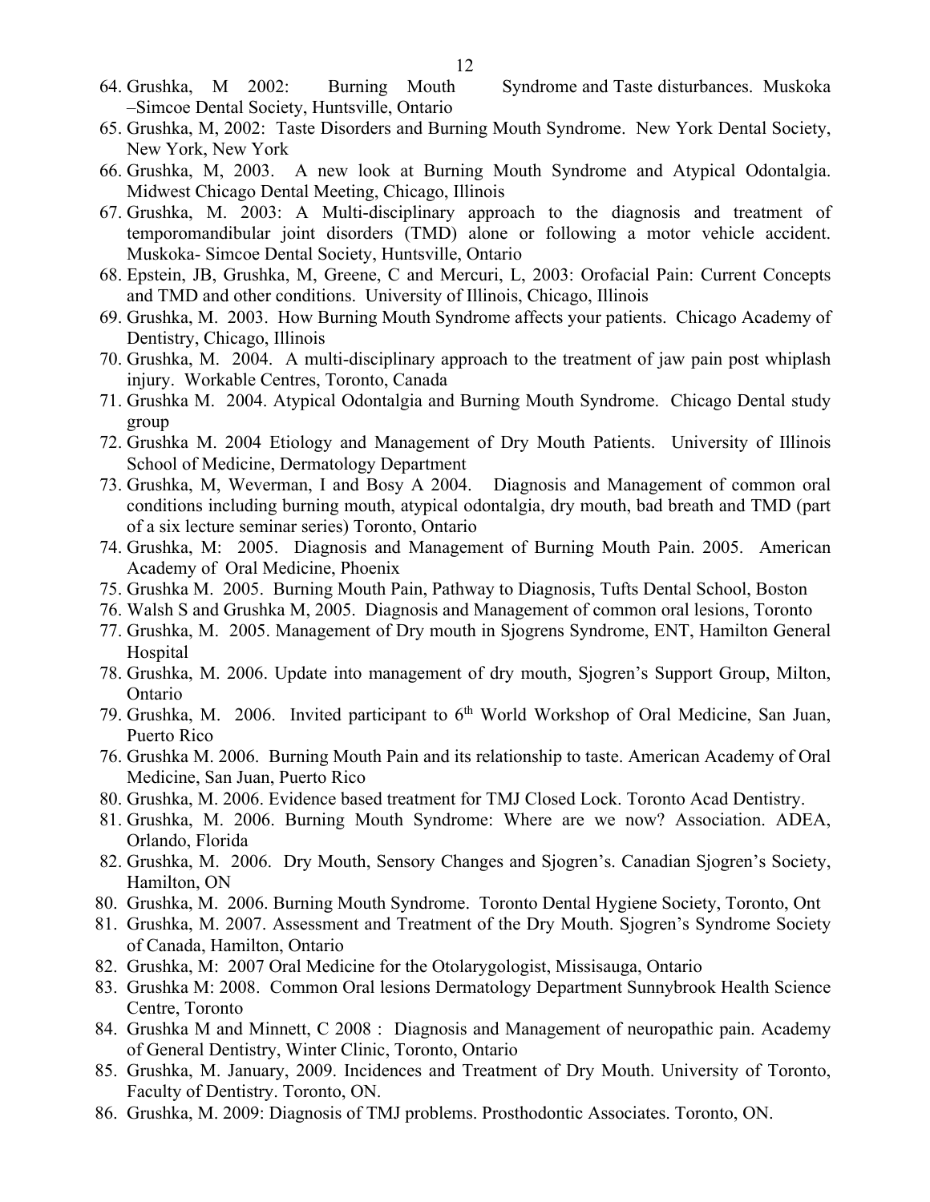64. Grushka, M 2002: Burning Mouth Syndrome and Taste disturbances. Muskoka –Simcoe Dental Society, Huntsville, Ontario
65. Grushka, M, 2002: Taste Disorders and Burning Mouth Syndrome. New York Dental Society, New York, New York
66. Grushka, M, 2003. A new look at Burning Mouth Syndrome and Atypical Odontalgia. Midwest Chicago Dental Meeting, Chicago, Illinois
67. Grushka, M. 2003: A Multi-disciplinary approach to the diagnosis and treatment of temporomandibular joint disorders (TMD) alone or following a motor vehicle accident. Muskoka- Simcoe Dental Society, Huntsville, Ontario
68. Epstein, JB, Grushka, M, Greene, C and Mercuri, L, 2003: Orofacial Pain: Current Concepts and TMD and other conditions. University of Illinois, Chicago, Illinois
69. Grushka, M. 2003. How Burning Mouth Syndrome affects your patients. Chicago Academy of Dentistry, Chicago, Illinois
70. Grushka, M. 2004. A multi-disciplinary approach to the treatment of jaw pain post whiplash injury. Workable Centres, Toronto, Canada
71. Grushka M. 2004. Atypical Odontalgia and Burning Mouth Syndrome. Chicago Dental study group
72. Grushka M. 2004 Etiology and Management of Dry Mouth Patients. University of Illinois School of Medicine, Dermatology Department
73. Grushka, M, Weverman, I and Bosy A 2004. Diagnosis and Management of common oral conditions including burning mouth, atypical odontalgia, dry mouth, bad breath and TMD (part of a six lecture seminar series) Toronto, Ontario
74. Grushka, M: 2005. Diagnosis and Management of Burning Mouth Pain. 2005. American Academy of Oral Medicine, Phoenix
75. Grushka M. 2005. Burning Mouth Pain, Pathway to Diagnosis, Tufts Dental School, Boston
76. Walsh S and Grushka M, 2005. Diagnosis and Management of common oral lesions, Toronto
77. Grushka, M. 2005. Management of Dry mouth in Sjogrens Syndrome, ENT, Hamilton General Hospital
78. Grushka, M. 2006. Update into management of dry mouth, Sjogren's Support Group, Milton, Ontario
79. Grushka, M. 2006. Invited participant to 6th World Workshop of Oral Medicine, San Juan, Puerto Rico
76. Grushka M. 2006. Burning Mouth Pain and its relationship to taste. American Academy of Oral Medicine, San Juan, Puerto Rico
80. Grushka, M. 2006. Evidence based treatment for TMJ Closed Lock. Toronto Acad Dentistry.
81. Grushka, M. 2006. Burning Mouth Syndrome: Where are we now? Association. ADEA, Orlando, Florida
82. Grushka, M. 2006. Dry Mouth, Sensory Changes and Sjogren's. Canadian Sjogren's Society, Hamilton, ON
80. Grushka, M. 2006. Burning Mouth Syndrome. Toronto Dental Hygiene Society, Toronto, Ont
81. Grushka, M. 2007. Assessment and Treatment of the Dry Mouth. Sjogren's Syndrome Society of Canada, Hamilton, Ontario
82. Grushka, M: 2007 Oral Medicine for the Otolarygologist, Missisauga, Ontario
83. Grushka M: 2008. Common Oral lesions Dermatology Department Sunnybrook Health Science Centre, Toronto
84. Grushka M and Minnett, C 2008 : Diagnosis and Management of neuropathic pain. Academy of General Dentistry, Winter Clinic, Toronto, Ontario
85. Grushka, M. January, 2009. Incidences and Treatment of Dry Mouth. University of Toronto, Faculty of Dentistry. Toronto, ON.
86. Grushka, M. 2009: Diagnosis of TMJ problems. Prosthodontic Associates. Toronto, ON.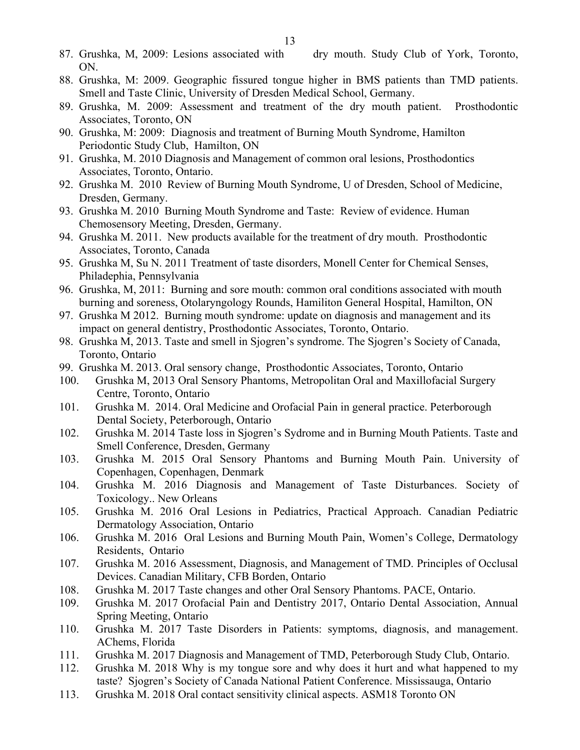87. Grushka, M, 2009: Lesions associated with dry mouth. Study Club of York, Toronto, ON.
88. Grushka, M: 2009. Geographic fissured tongue higher in BMS patients than TMD patients. Smell and Taste Clinic, University of Dresden Medical School, Germany.
89. Grushka, M. 2009: Assessment and treatment of the dry mouth patient. Prosthodontic Associates, Toronto, ON
90. Grushka, M: 2009: Diagnosis and treatment of Burning Mouth Syndrome, Hamilton Periodontic Study Club, Hamilton, ON
91. Grushka, M. 2010 Diagnosis and Management of common oral lesions, Prosthodontics Associates, Toronto, Ontario.
92. Grushka M. 2010 Review of Burning Mouth Syndrome, U of Dresden, School of Medicine, Dresden, Germany.
93. Grushka M. 2010 Burning Mouth Syndrome and Taste: Review of evidence. Human Chemosensory Meeting, Dresden, Germany.
94. Grushka M. 2011. New products available for the treatment of dry mouth. Prosthodontic Associates, Toronto, Canada
95. Grushka M, Su N. 2011 Treatment of taste disorders, Monell Center for Chemical Senses, Philadephia, Pennsylvania
96. Grushka, M, 2011: Burning and sore mouth: common oral conditions associated with mouth burning and soreness, Otolaryngology Rounds, Hamiliton General Hospital, Hamilton, ON
97. Grushka M 2012. Burning mouth syndrome: update on diagnosis and management and its impact on general dentistry, Prosthodontic Associates, Toronto, Ontario.
98. Grushka M, 2013. Taste and smell in Sjogren's syndrome. The Sjogren's Society of Canada, Toronto, Ontario
99. Grushka M. 2013. Oral sensory change, Prosthodontic Associates, Toronto, Ontario
100. Grushka M, 2013 Oral Sensory Phantoms, Metropolitan Oral and Maxillofacial Surgery Centre, Toronto, Ontario
101. Grushka M. 2014. Oral Medicine and Orofacial Pain in general practice. Peterborough Dental Society, Peterborough, Ontario
102. Grushka M. 2014 Taste loss in Sjogren's Sydrome and in Burning Mouth Patients. Taste and Smell Conference, Dresden, Germany
103. Grushka M. 2015 Oral Sensory Phantoms and Burning Mouth Pain. University of Copenhagen, Copenhagen, Denmark
104. Grushka M. 2016 Diagnosis and Management of Taste Disturbances. Society of Toxicology.. New Orleans
105. Grushka M. 2016 Oral Lesions in Pediatrics, Practical Approach. Canadian Pediatric Dermatology Association, Ontario
106. Grushka M. 2016 Oral Lesions and Burning Mouth Pain, Women's College, Dermatology Residents, Ontario
107. Grushka M. 2016 Assessment, Diagnosis, and Management of TMD. Principles of Occlusal Devices. Canadian Military, CFB Borden, Ontario
108. Grushka M. 2017 Taste changes and other Oral Sensory Phantoms. PACE, Ontario.
109. Grushka M. 2017 Orofacial Pain and Dentistry 2017, Ontario Dental Association, Annual Spring Meeting, Ontario
110. Grushka M. 2017 Taste Disorders in Patients: symptoms, diagnosis, and management. AChems, Florida
111. Grushka M. 2017 Diagnosis and Management of TMD, Peterborough Study Club, Ontario.
112. Grushka M. 2018 Why is my tongue sore and why does it hurt and what happened to my taste? Sjogren's Society of Canada National Patient Conference. Mississauga, Ontario
113. Grushka M. 2018 Oral contact sensitivity clinical aspects. ASM18 Toronto ON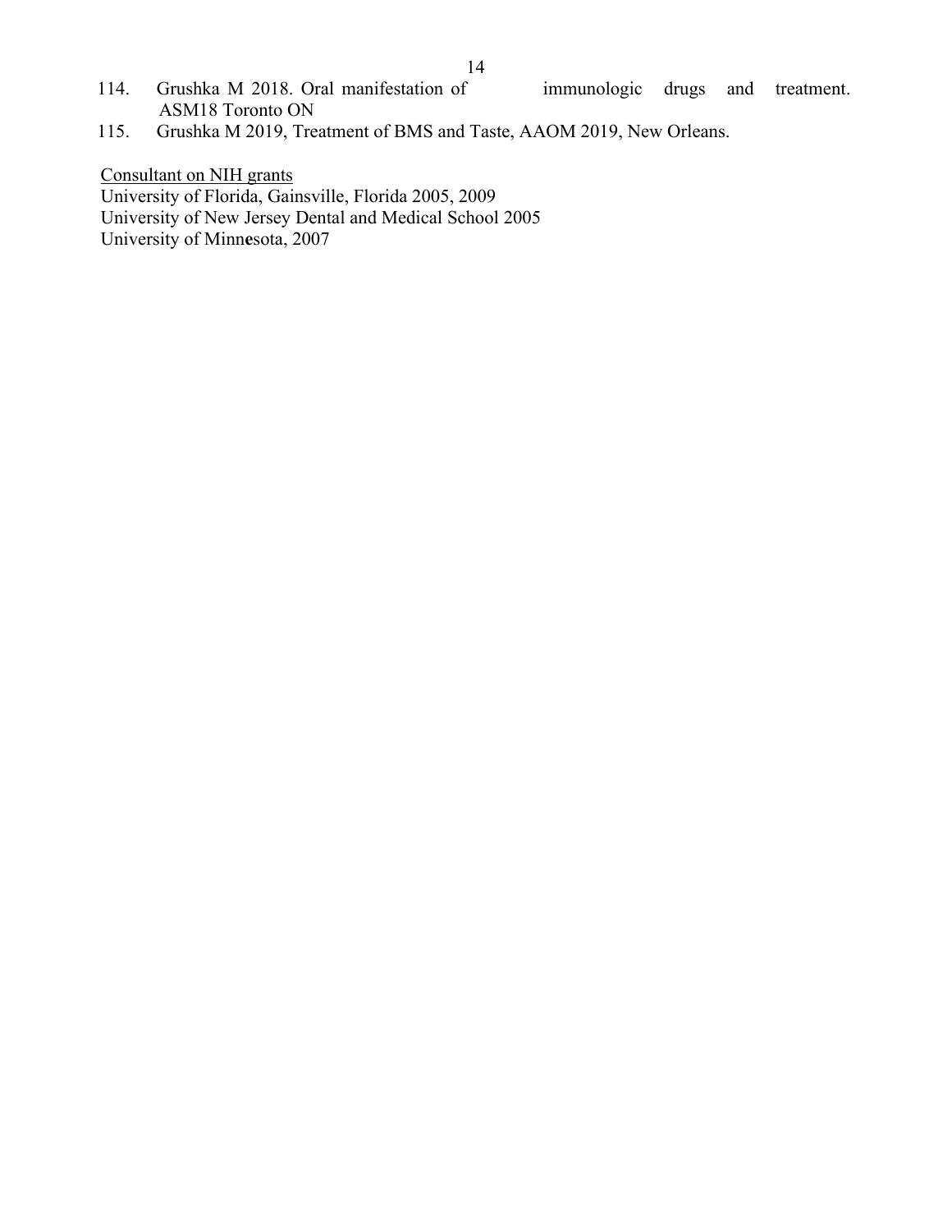114. Grushka M 2018. Oral manifestation of immunologic drugs and treatment. ASM18 Toronto ON
115. Grushka M 2019, Treatment of BMS and Taste, AAOM 2019, New Orleans.

<u>Consultant on NIH grants</u>

University of Florida, Gainsville, Florida 2005, 2009
University of New Jersey Dental and Medical School 2005
University of Minnesota, 2007